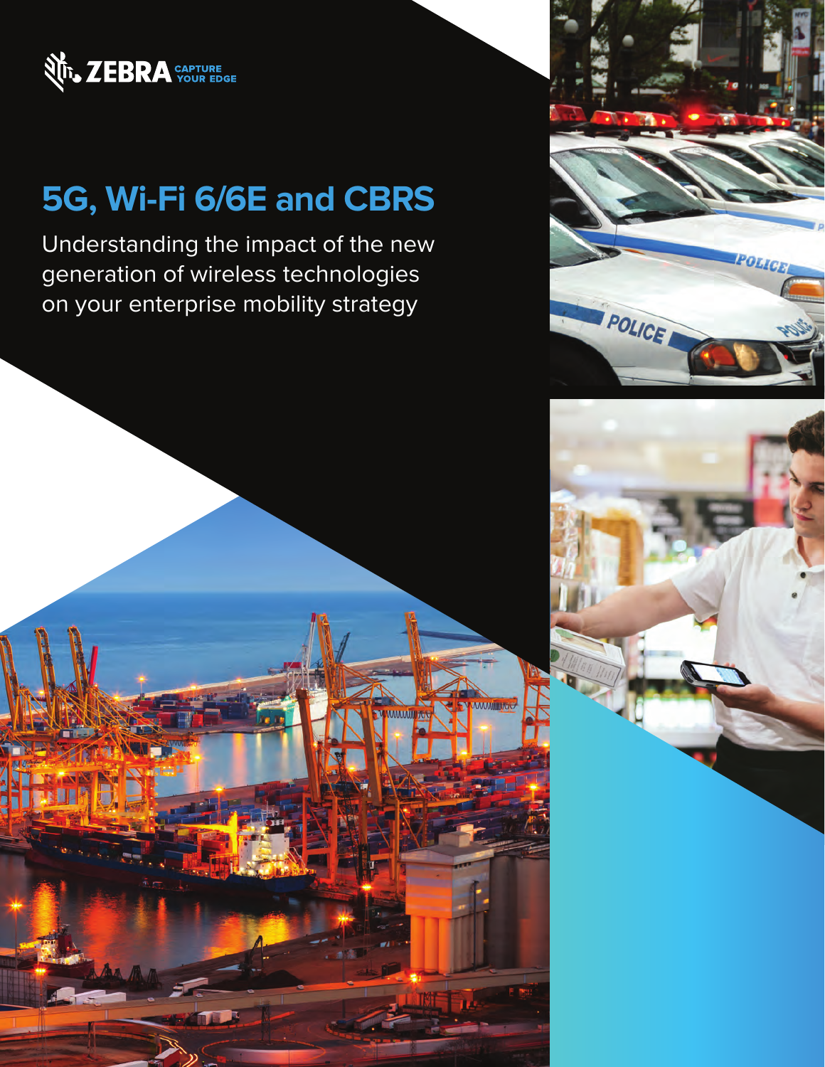ZEBRA CAPTURE YOUR EDGE

# 5G, Wi-Fi 6/6E and CBRS

Understanding the impact of the new generation of wireless technologies on your enterprise mobility strategy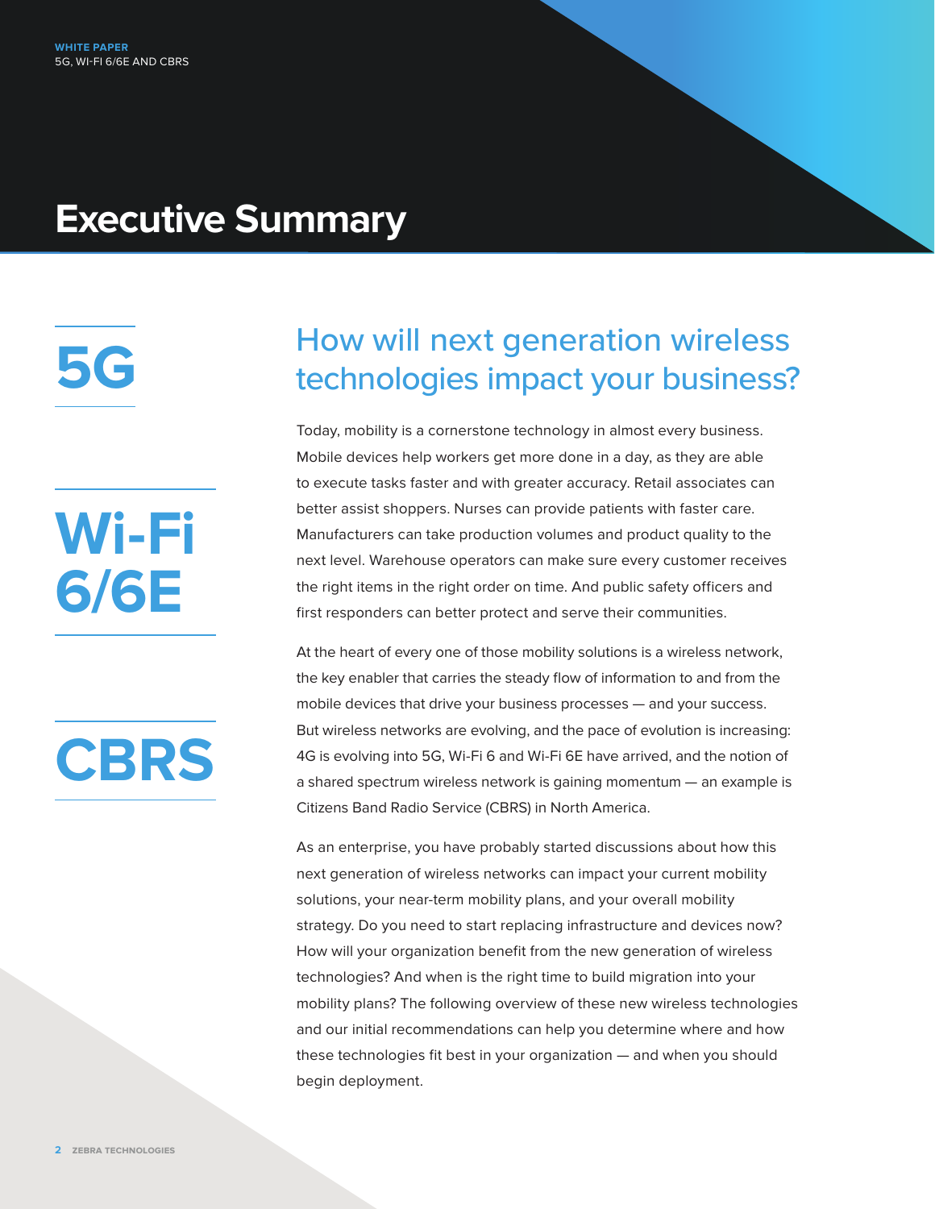# Executive Summary

**5G**

**Wi-Fi 6/6E**

**CBRS**

## How will next generation wireless technologies impact your business?

Today, mobility is a cornerstone technology in almost every business. Mobile devices help workers get more done in a day, as they are able to execute tasks faster and with greater accuracy. Retail associates can better assist shoppers. Nurses can provide patients with faster care. Manufacturers can take production volumes and product quality to the next level. Warehouse operators can make sure every customer receives the right items in the right order on time. And public safety officers and first responders can better protect and serve their communities.

At the heart of every one of those mobility solutions is a wireless network, the key enabler that carries the steady flow of information to and from the mobile devices that drive your business processes — and your success. But wireless networks are evolving, and the pace of evolution is increasing: 4G is evolving into 5G, Wi-Fi 6 and Wi-Fi 6E have arrived, and the notion of a shared spectrum wireless network is gaining momentum — an example is Citizens Band Radio Service (CBRS) in North America.

As an enterprise, you have probably started discussions about how this next generation of wireless networks can impact your current mobility solutions, your near-term mobility plans, and your overall mobility strategy. Do you need to start replacing infrastructure and devices now? How will your organization benefit from the new generation of wireless technologies? And when is the right time to build migration into your mobility plans? The following overview of these new wireless technologies and our initial recommendations can help you determine where and how these technologies fit best in your organization — and when you should begin deployment.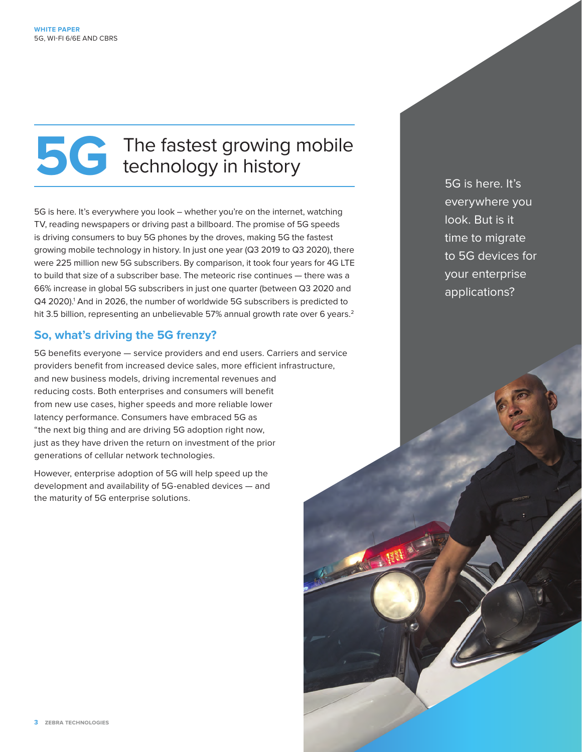# 5G The fastest growing mobile technology in history

5G is here. It's everywhere you look – whether you're on the internet, watching TV, reading newspapers or driving past a billboard. The promise of 5G speeds is driving consumers to buy 5G phones by the droves, making 5G the fastest growing mobile technology in history. In just one year (Q3 2019 to Q3 2020), there were 225 million new 5G subscribers. By comparison, it took four years for 4G LTE to build that size of a subscriber base. The meteoric rise continues — there was a 66% increase in global 5G subscribers in just one quarter (between Q3 2020 and Q4 2020).[1] And in 2026, the number of worldwide 5G subscribers is predicted to hit 3.5 billion, representing an unbelievable 57% annual growth rate over 6 years.[2]

5G is here. It's everywhere you look. But is it time to migrate to 5G devices for your enterprise applications?

## So, what's driving the 5G frenzy?

5G benefits everyone — service providers and end users. Carriers and service providers benefit from increased device sales, more efficient infrastructure, and new business models, driving incremental revenues and reducing costs. Both enterprises and consumers will benefit from new use cases, higher speeds and more reliable lower latency performance. Consumers have embraced 5G as "the next big thing and are driving 5G adoption right now, just as they have driven the return on investment of the prior generations of cellular network technologies.

However, enterprise adoption of 5G will help speed up the development and availability of 5G-enabled devices — and the maturity of 5G enterprise solutions.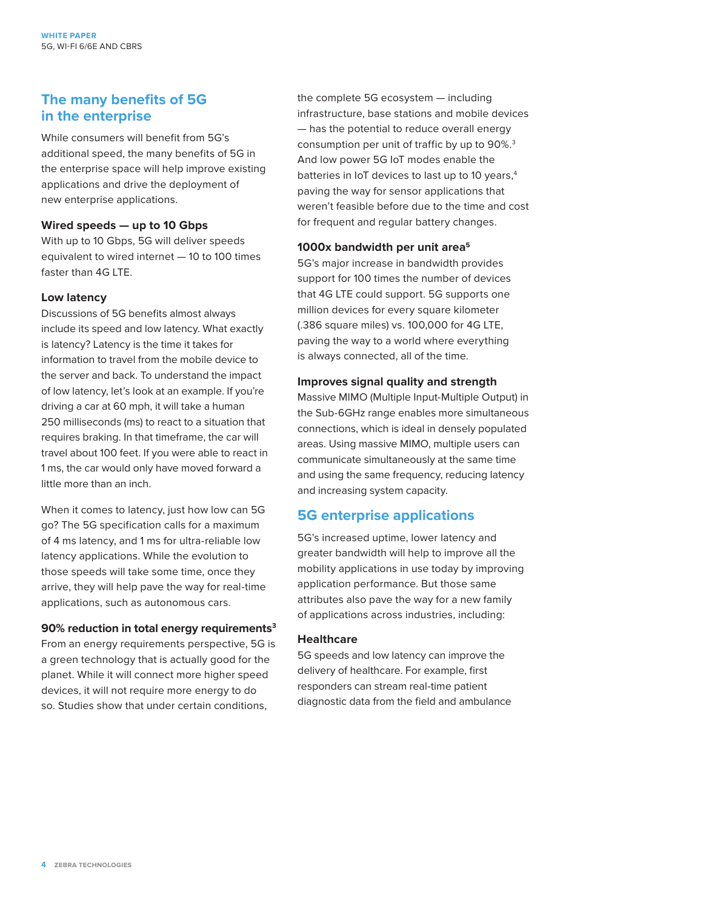## The many benefits of 5G in the enterprise

While consumers will benefit from 5G's additional speed, the many benefits of 5G in the enterprise space will help improve existing applications and drive the deployment of new enterprise applications.

### Wired speeds — up to 10 Gbps

With up to 10 Gbps, 5G will deliver speeds equivalent to wired internet — 10 to 100 times faster than 4G LTE.

### Low latency

Discussions of 5G benefits almost always include its speed and low latency. What exactly is latency? Latency is the time it takes for information to travel from the mobile device to the server and back. To understand the impact of low latency, let's look at an example. If you're driving a car at 60 mph, it will take a human 250 milliseconds (ms) to react to a situation that requires braking. In that timeframe, the car will travel about 100 feet. If you were able to react in 1 ms, the car would only have moved forward a little more than an inch.

When it comes to latency, just how low can 5G go? The 5G specification calls for a maximum of 4 ms latency, and 1 ms for ultra-reliable low latency applications. While the evolution to those speeds will take some time, once they arrive, they will help pave the way for real-time applications, such as autonomous cars.

### 90% reduction in total energy requirements[3]

From an energy requirements perspective, 5G is a green technology that is actually good for the planet. While it will connect more higher speed devices, it will not require more energy to do so. Studies show that under certain conditions, the complete 5G ecosystem — including infrastructure, base stations and mobile devices — has the potential to reduce overall energy consumption per unit of traffic by up to 90%.[3] And low power 5G IoT modes enable the batteries in IoT devices to last up to 10 years,[4] paving the way for sensor applications that weren't feasible before due to the time and cost for frequent and regular battery changes.

### 1000x bandwidth per unit area[5]

5G's major increase in bandwidth provides support for 100 times the number of devices that 4G LTE could support. 5G supports one million devices for every square kilometer (.386 square miles) vs. 100,000 for 4G LTE, paving the way to a world where everything is always connected, all of the time.

### Improves signal quality and strength

Massive MIMO (Multiple Input-Multiple Output) in the Sub-6GHz range enables more simultaneous connections, which is ideal in densely populated areas. Using massive MIMO, multiple users can communicate simultaneously at the same time and using the same frequency, reducing latency and increasing system capacity.

## 5G enterprise applications

5G's increased uptime, lower latency and greater bandwidth will help to improve all the mobility applications in use today by improving application performance. But those same attributes also pave the way for a new family of applications across industries, including:

### Healthcare

5G speeds and low latency can improve the delivery of healthcare. For example, first responders can stream real-time patient diagnostic data from the field and ambulance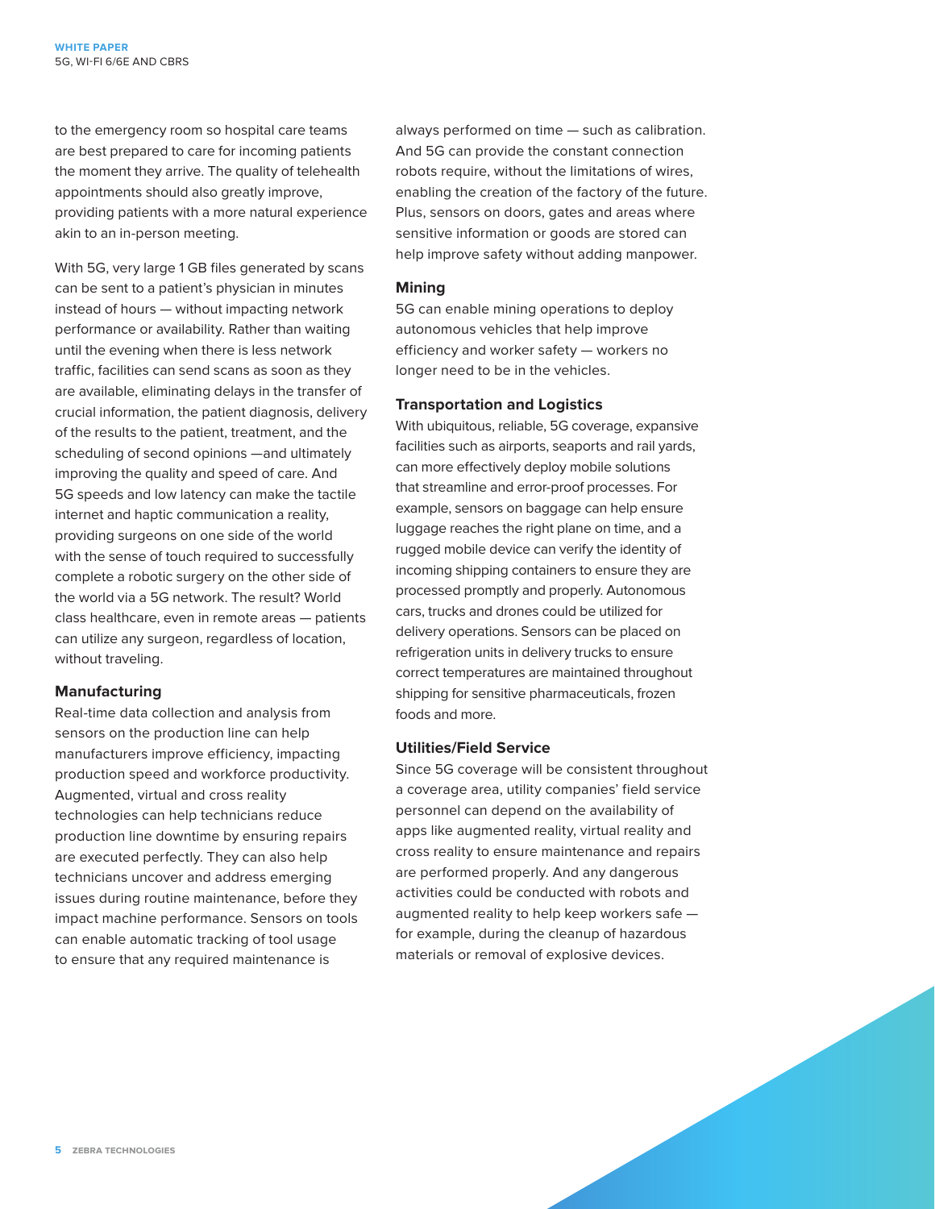to the emergency room so hospital care teams are best prepared to care for incoming patients the moment they arrive. The quality of telehealth appointments should also greatly improve, providing patients with a more natural experience akin to an in-person meeting.

With 5G, very large 1 GB files generated by scans can be sent to a patient's physician in minutes instead of hours — without impacting network performance or availability. Rather than waiting until the evening when there is less network traffic, facilities can send scans as soon as they are available, eliminating delays in the transfer of crucial information, the patient diagnosis, delivery of the results to the patient, treatment, and the scheduling of second opinions —and ultimately improving the quality and speed of care. And 5G speeds and low latency can make the tactile internet and haptic communication a reality, providing surgeons on one side of the world with the sense of touch required to successfully complete a robotic surgery on the other side of the world via a 5G network. The result? World class healthcare, even in remote areas — patients can utilize any surgeon, regardless of location, without traveling.

### Manufacturing

Real-time data collection and analysis from sensors on the production line can help manufacturers improve efficiency, impacting production speed and workforce productivity. Augmented, virtual and cross reality technologies can help technicians reduce production line downtime by ensuring repairs are executed perfectly. They can also help technicians uncover and address emerging issues during routine maintenance, before they impact machine performance. Sensors on tools can enable automatic tracking of tool usage to ensure that any required maintenance is always performed on time — such as calibration. And 5G can provide the constant connection robots require, without the limitations of wires, enabling the creation of the factory of the future. Plus, sensors on doors, gates and areas where sensitive information or goods are stored can help improve safety without adding manpower.

### Mining

5G can enable mining operations to deploy autonomous vehicles that help improve efficiency and worker safety — workers no longer need to be in the vehicles.

### Transportation and Logistics

With ubiquitous, reliable, 5G coverage, expansive facilities such as airports, seaports and rail yards, can more effectively deploy mobile solutions that streamline and error-proof processes. For example, sensors on baggage can help ensure luggage reaches the right plane on time, and a rugged mobile device can verify the identity of incoming shipping containers to ensure they are processed promptly and properly. Autonomous cars, trucks and drones could be utilized for delivery operations. Sensors can be placed on refrigeration units in delivery trucks to ensure correct temperatures are maintained throughout shipping for sensitive pharmaceuticals, frozen foods and more.

### Utilities/Field Service

Since 5G coverage will be consistent throughout a coverage area, utility companies' field service personnel can depend on the availability of apps like augmented reality, virtual reality and cross reality to ensure maintenance and repairs are performed properly. And any dangerous activities could be conducted with robots and augmented reality to help keep workers safe — for example, during the cleanup of hazardous materials or removal of explosive devices.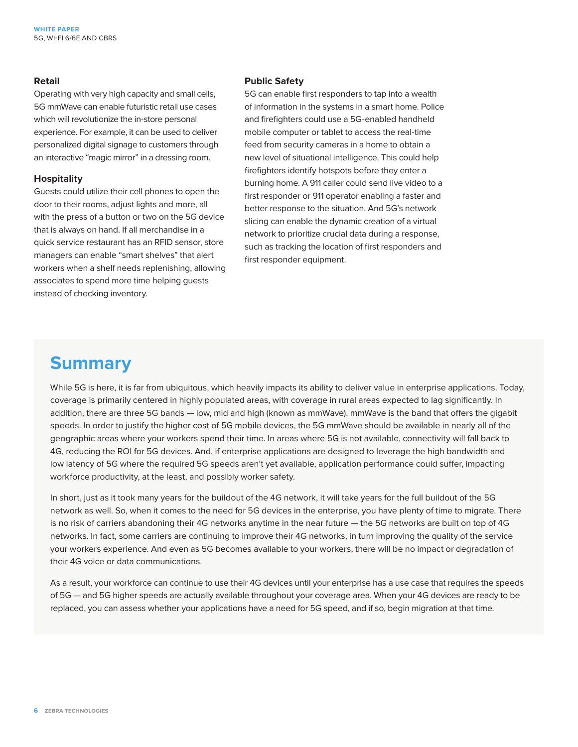### Retail

Operating with very high capacity and small cells, 5G mmWave can enable futuristic retail use cases which will revolutionize the in-store personal experience. For example, it can be used to deliver personalized digital signage to customers through an interactive "magic mirror" in a dressing room.

### Hospitality

Guests could utilize their cell phones to open the door to their rooms, adjust lights and more, all with the press of a button or two on the 5G device that is always on hand. If all merchandise in a quick service restaurant has an RFID sensor, store managers can enable "smart shelves" that alert workers when a shelf needs replenishing, allowing associates to spend more time helping guests instead of checking inventory.

### Public Safety

5G can enable first responders to tap into a wealth of information in the systems in a smart home. Police and firefighters could use a 5G-enabled handheld mobile computer or tablet to access the real-time feed from security cameras in a home to obtain a new level of situational intelligence. This could help firefighters identify hotspots before they enter a burning home. A 911 caller could send live video to a first responder or 911 operator enabling a faster and better response to the situation. And 5G's network slicing can enable the dynamic creation of a virtual network to prioritize crucial data during a response, such as tracking the location of first responders and first responder equipment.

## Summary

While 5G is here, it is far from ubiquitous, which heavily impacts its ability to deliver value in enterprise applications. Today, coverage is primarily centered in highly populated areas, with coverage in rural areas expected to lag significantly. In addition, there are three 5G bands — low, mid and high (known as mmWave). mmWave is the band that offers the gigabit speeds. In order to justify the higher cost of 5G mobile devices, the 5G mmWave should be available in nearly all of the geographic areas where your workers spend their time. In areas where 5G is not available, connectivity will fall back to 4G, reducing the ROI for 5G devices. And, if enterprise applications are designed to leverage the high bandwidth and low latency of 5G where the required 5G speeds aren't yet available, application performance could suffer, impacting workforce productivity, at the least, and possibly worker safety.

In short, just as it took many years for the buildout of the 4G network, it will take years for the full buildout of the 5G network as well. So, when it comes to the need for 5G devices in the enterprise, you have plenty of time to migrate. There is no risk of carriers abandoning their 4G networks anytime in the near future — the 5G networks are built on top of 4G networks. In fact, some carriers are continuing to improve their 4G networks, in turn improving the quality of the service your workers experience. And even as 5G becomes available to your workers, there will be no impact or degradation of their 4G voice or data communications.

As a result, your workforce can continue to use their 4G devices until your enterprise has a use case that requires the speeds of 5G — and 5G higher speeds are actually available throughout your coverage area. When your 4G devices are ready to be replaced, you can assess whether your applications have a need for 5G speed, and if so, begin migration at that time.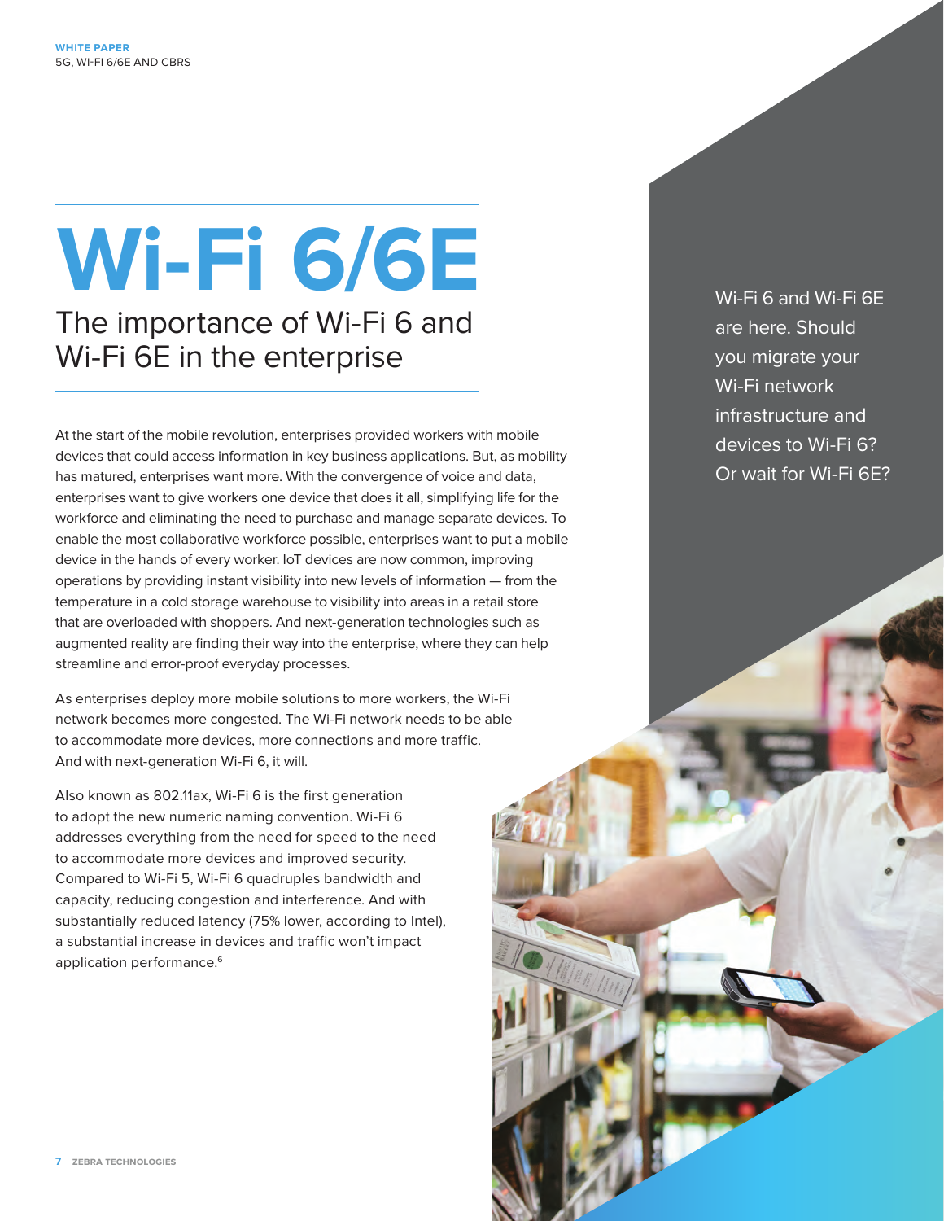# Wi-Fi 6/6E

## The importance of Wi-Fi 6 and Wi-Fi 6E in the enterprise

Wi-Fi 6 and Wi-Fi 6E are here. Should you migrate your Wi-Fi network infrastructure and devices to Wi-Fi 6? Or wait for Wi-Fi 6E?

At the start of the mobile revolution, enterprises provided workers with mobile devices that could access information in key business applications. But, as mobility has matured, enterprises want more. With the convergence of voice and data, enterprises want to give workers one device that does it all, simplifying life for the workforce and eliminating the need to purchase and manage separate devices. To enable the most collaborative workforce possible, enterprises want to put a mobile device in the hands of every worker. IoT devices are now common, improving operations by providing instant visibility into new levels of information — from the temperature in a cold storage warehouse to visibility into areas in a retail store that are overloaded with shoppers. And next-generation technologies such as augmented reality are finding their way into the enterprise, where they can help streamline and error-proof everyday processes.

As enterprises deploy more mobile solutions to more workers, the Wi-Fi network becomes more congested. The Wi-Fi network needs to be able to accommodate more devices, more connections and more traffic. And with next-generation Wi-Fi 6, it will.

Also known as 802.11ax, Wi-Fi 6 is the first generation to adopt the new numeric naming convention. Wi-Fi 6 addresses everything from the need for speed to the need to accommodate more devices and improved security. Compared to Wi-Fi 5, Wi-Fi 6 quadruples bandwidth and capacity, reducing congestion and interference. And with substantially reduced latency (75% lower, according to Intel), a substantial increase in devices and traffic won't impact application performance.[6]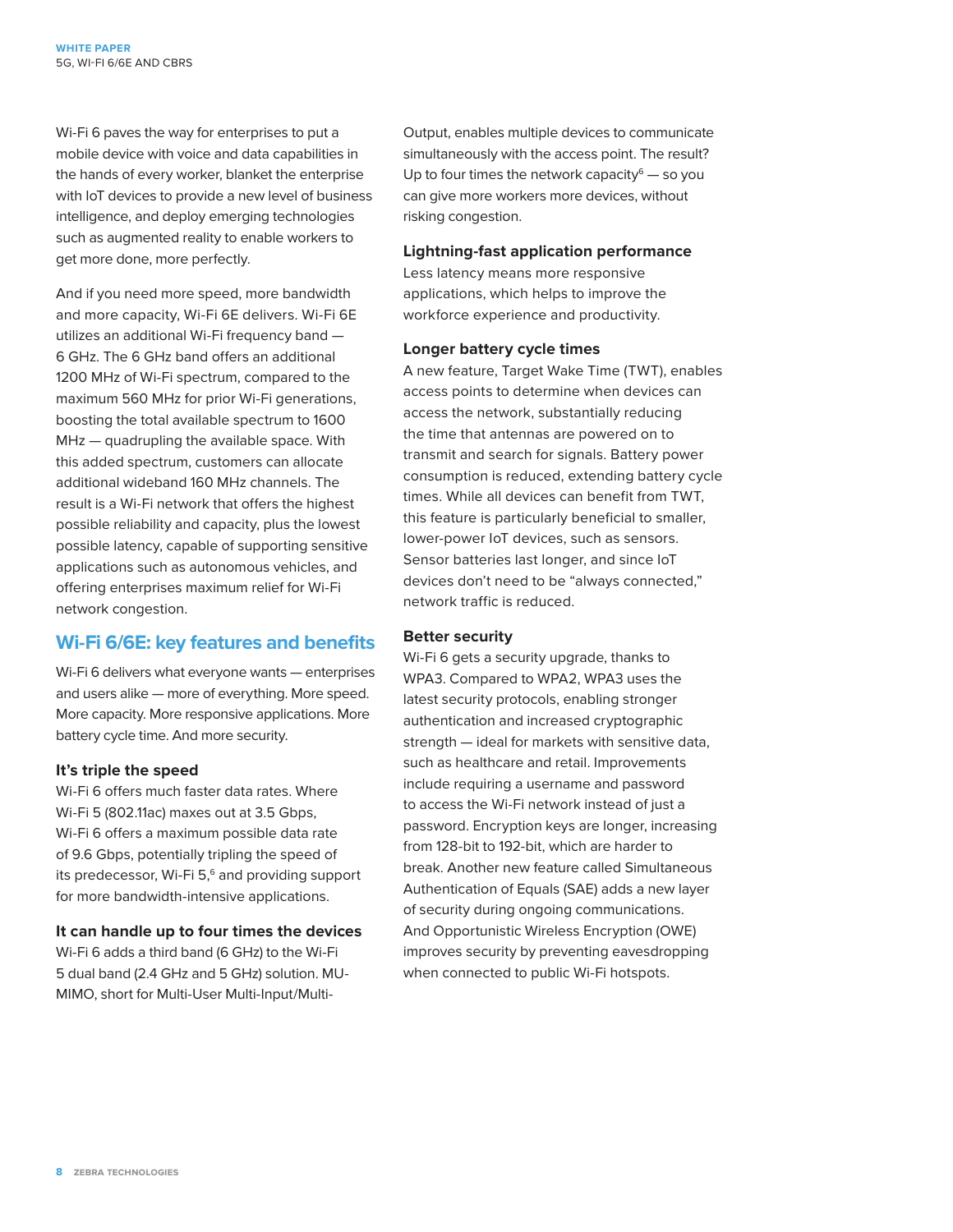Wi-Fi 6 paves the way for enterprises to put a mobile device with voice and data capabilities in the hands of every worker, blanket the enterprise with IoT devices to provide a new level of business intelligence, and deploy emerging technologies such as augmented reality to enable workers to get more done, more perfectly.

And if you need more speed, more bandwidth and more capacity, Wi-Fi 6E delivers. Wi-Fi 6E utilizes an additional Wi-Fi frequency band — 6 GHz. The 6 GHz band offers an additional 1200 MHz of Wi-Fi spectrum, compared to the maximum 560 MHz for prior Wi-Fi generations, boosting the total available spectrum to 1600 MHz — quadrupling the available space. With this added spectrum, customers can allocate additional wideband 160 MHz channels. The result is a Wi-Fi network that offers the highest possible reliability and capacity, plus the lowest possible latency, capable of supporting sensitive applications such as autonomous vehicles, and offering enterprises maximum relief for Wi-Fi network congestion.

## Wi-Fi 6/6E: key features and benefits

Wi-Fi 6 delivers what everyone wants — enterprises and users alike — more of everything. More speed. More capacity. More responsive applications. More battery cycle time. And more security.

### It's triple the speed

Wi-Fi 6 offers much faster data rates. Where Wi-Fi 5 (802.11ac) maxes out at 3.5 Gbps, Wi-Fi 6 offers a maximum possible data rate of 9.6 Gbps, potentially tripling the speed of its predecessor, Wi-Fi 5,[6] and providing support for more bandwidth-intensive applications.

### It can handle up to four times the devices

Wi-Fi 6 adds a third band (6 GHz) to the Wi-Fi 5 dual band (2.4 GHz and 5 GHz) solution. MU-MIMO, short for Multi-User Multi-Input/Multi-Output, enables multiple devices to communicate simultaneously with the access point. The result? Up to four times the network capacity[6] — so you can give more workers more devices, without risking congestion.

### Lightning-fast application performance

Less latency means more responsive applications, which helps to improve the workforce experience and productivity.

### Longer battery cycle times

A new feature, Target Wake Time (TWT), enables access points to determine when devices can access the network, substantially reducing the time that antennas are powered on to transmit and search for signals. Battery power consumption is reduced, extending battery cycle times. While all devices can benefit from TWT, this feature is particularly beneficial to smaller, lower-power IoT devices, such as sensors. Sensor batteries last longer, and since IoT devices don't need to be "always connected," network traffic is reduced.

### Better security

Wi-Fi 6 gets a security upgrade, thanks to WPA3. Compared to WPA2, WPA3 uses the latest security protocols, enabling stronger authentication and increased cryptographic strength — ideal for markets with sensitive data, such as healthcare and retail. Improvements include requiring a username and password to access the Wi-Fi network instead of just a password. Encryption keys are longer, increasing from 128-bit to 192-bit, which are harder to break. Another new feature called Simultaneous Authentication of Equals (SAE) adds a new layer of security during ongoing communications. And Opportunistic Wireless Encryption (OWE) improves security by preventing eavesdropping when connected to public Wi-Fi hotspots.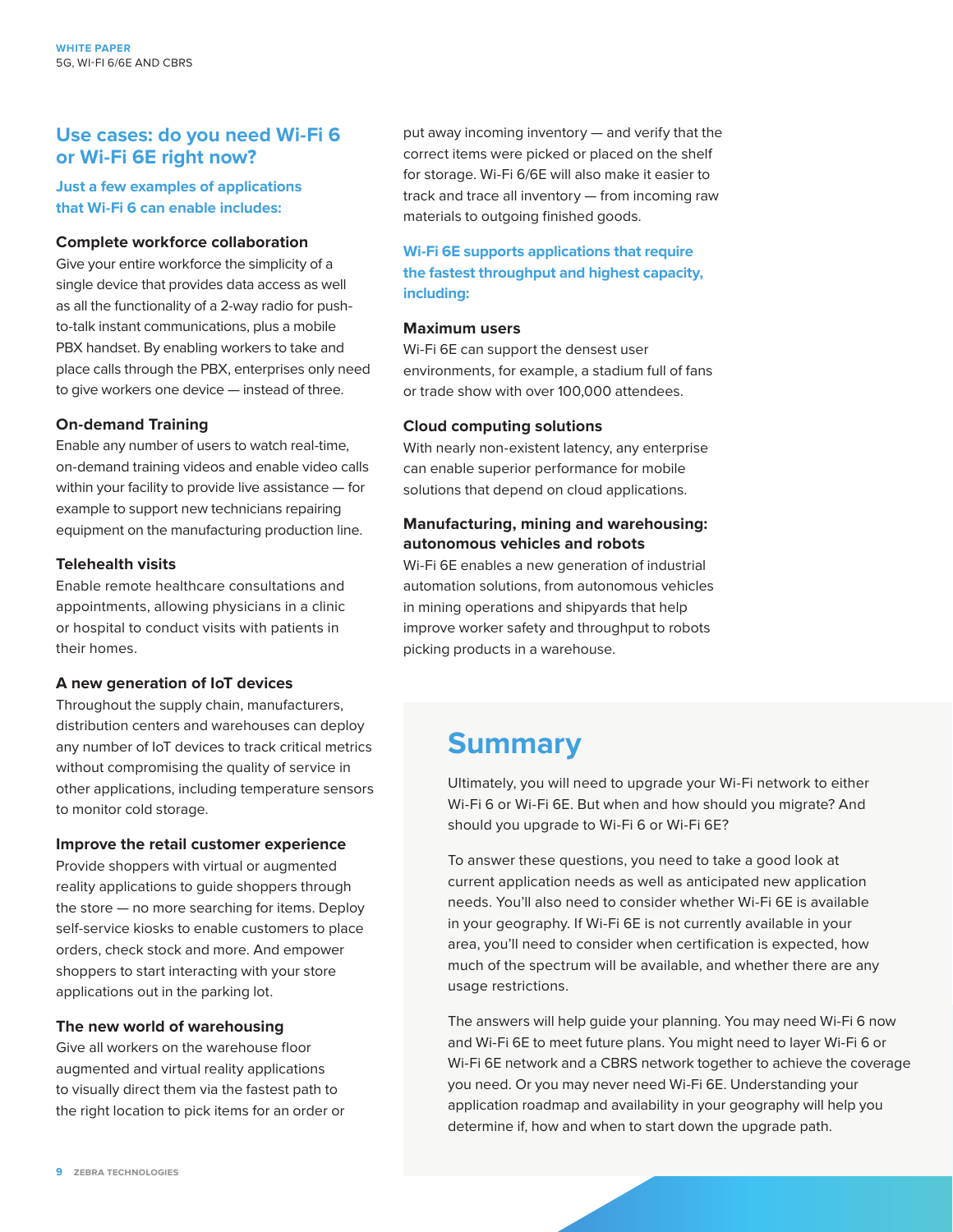## Use cases: do you need Wi-Fi 6 or Wi-Fi 6E right now?

### Just a few examples of applications that Wi-Fi 6 can enable includes:

**Complete workforce collaboration**

Give your entire workforce the simplicity of a single device that provides data access as well as all the functionality of a 2-way radio for push-to-talk instant communications, plus a mobile PBX handset. By enabling workers to take and place calls through the PBX, enterprises only need to give workers one device — instead of three.

**On-demand Training**

Enable any number of users to watch real-time, on-demand training videos and enable video calls within your facility to provide live assistance — for example to support new technicians repairing equipment on the manufacturing production line.

**Telehealth visits**

Enable remote healthcare consultations and appointments, allowing physicians in a clinic or hospital to conduct visits with patients in their homes.

**A new generation of IoT devices**

Throughout the supply chain, manufacturers, distribution centers and warehouses can deploy any number of IoT devices to track critical metrics without compromising the quality of service in other applications, including temperature sensors to monitor cold storage.

**Improve the retail customer experience**

Provide shoppers with virtual or augmented reality applications to guide shoppers through the store — no more searching for items. Deploy self-service kiosks to enable customers to place orders, check stock and more. And empower shoppers to start interacting with your store applications out in the parking lot.

**The new world of warehousing**

Give all workers on the warehouse floor augmented and virtual reality applications to visually direct them via the fastest path to the right location to pick items for an order or put away incoming inventory — and verify that the correct items were picked or placed on the shelf for storage. Wi-Fi 6/6E will also make it easier to track and trace all inventory — from incoming raw materials to outgoing finished goods.

### Wi-Fi 6E supports applications that require the fastest throughput and highest capacity, including:

**Maximum users**

Wi-Fi 6E can support the densest user environments, for example, a stadium full of fans or trade show with over 100,000 attendees.

**Cloud computing solutions**

With nearly non-existent latency, any enterprise can enable superior performance for mobile solutions that depend on cloud applications.

**Manufacturing, mining and warehousing: autonomous vehicles and robots**

Wi-Fi 6E enables a new generation of industrial automation solutions, from autonomous vehicles in mining operations and shipyards that help improve worker safety and throughput to robots picking products in a warehouse.

## Summary

Ultimately, you will need to upgrade your Wi-Fi network to either Wi-Fi 6 or Wi-Fi 6E. But when and how should you migrate? And should you upgrade to Wi-Fi 6 or Wi-Fi 6E?

To answer these questions, you need to take a good look at current application needs as well as anticipated new application needs. You'll also need to consider whether Wi-Fi 6E is available in your geography. If Wi-Fi 6E is not currently available in your area, you'll need to consider when certification is expected, how much of the spectrum will be available, and whether there are any usage restrictions.

The answers will help guide your planning. You may need Wi-Fi 6 now and Wi-Fi 6E to meet future plans. You might need to layer Wi-Fi 6 or Wi-Fi 6E network and a CBRS network together to achieve the coverage you need. Or you may never need Wi-Fi 6E. Understanding your application roadmap and availability in your geography will help you determine if, how and when to start down the upgrade path.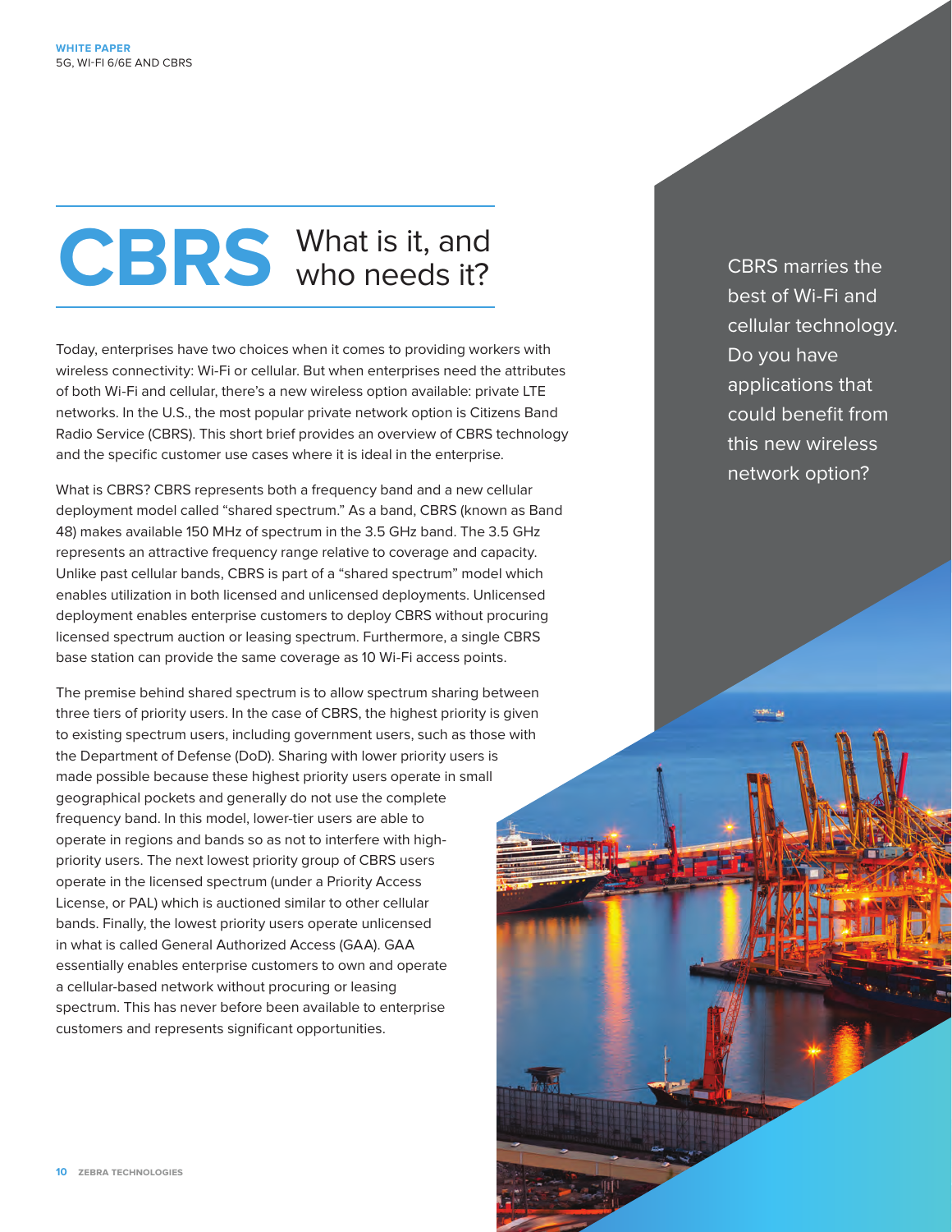# CBRS What is it, and who needs it?

Today, enterprises have two choices when it comes to providing workers with wireless connectivity: Wi-Fi or cellular. But when enterprises need the attributes of both Wi-Fi and cellular, there's a new wireless option available: private LTE networks. In the U.S., the most popular private network option is Citizens Band Radio Service (CBRS). This short brief provides an overview of CBRS technology and the specific customer use cases where it is ideal in the enterprise.

What is CBRS? CBRS represents both a frequency band and a new cellular deployment model called "shared spectrum." As a band, CBRS (known as Band 48) makes available 150 MHz of spectrum in the 3.5 GHz band. The 3.5 GHz represents an attractive frequency range relative to coverage and capacity. Unlike past cellular bands, CBRS is part of a "shared spectrum" model which enables utilization in both licensed and unlicensed deployments. Unlicensed deployment enables enterprise customers to deploy CBRS without procuring licensed spectrum auction or leasing spectrum. Furthermore, a single CBRS base station can provide the same coverage as 10 Wi-Fi access points.

The premise behind shared spectrum is to allow spectrum sharing between three tiers of priority users. In the case of CBRS, the highest priority is given to existing spectrum users, including government users, such as those with the Department of Defense (DoD). Sharing with lower priority users is made possible because these highest priority users operate in small geographical pockets and generally do not use the complete frequency band. In this model, lower-tier users are able to operate in regions and bands so as not to interfere with high-priority users. The next lowest priority group of CBRS users operate in the licensed spectrum (under a Priority Access License, or PAL) which is auctioned similar to other cellular bands. Finally, the lowest priority users operate unlicensed in what is called General Authorized Access (GAA). GAA essentially enables enterprise customers to own and operate a cellular-based network without procuring or leasing spectrum. This has never before been available to enterprise customers and represents significant opportunities.

CBRS marries the best of Wi-Fi and cellular technology. Do you have applications that could benefit from this new wireless network option?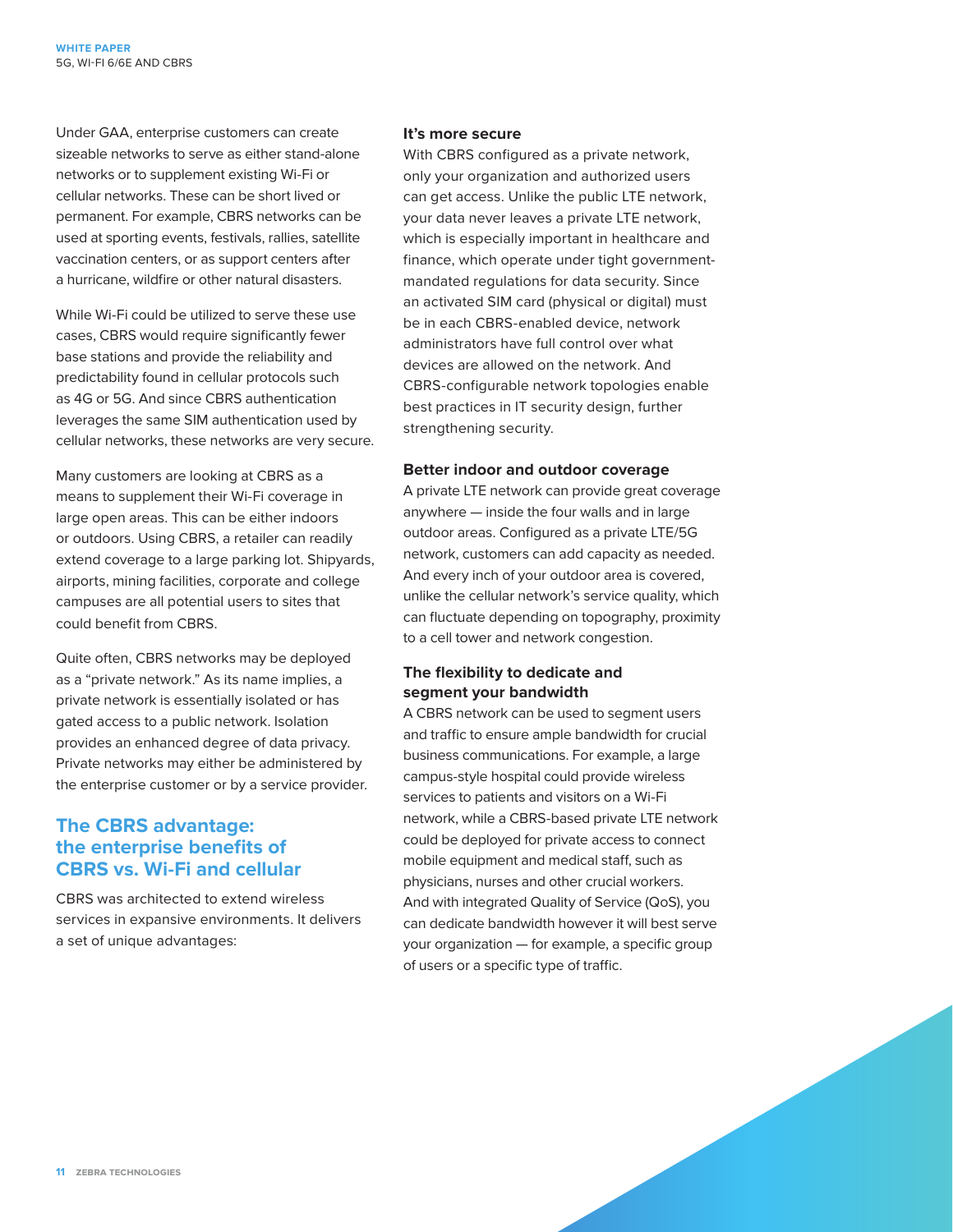Under GAA, enterprise customers can create sizeable networks to serve as either stand-alone networks or to supplement existing Wi-Fi or cellular networks. These can be short lived or permanent. For example, CBRS networks can be used at sporting events, festivals, rallies, satellite vaccination centers, or as support centers after a hurricane, wildfire or other natural disasters.

While Wi-Fi could be utilized to serve these use cases, CBRS would require significantly fewer base stations and provide the reliability and predictability found in cellular protocols such as 4G or 5G. And since CBRS authentication leverages the same SIM authentication used by cellular networks, these networks are very secure.

Many customers are looking at CBRS as a means to supplement their Wi-Fi coverage in large open areas. This can be either indoors or outdoors. Using CBRS, a retailer can readily extend coverage to a large parking lot. Shipyards, airports, mining facilities, corporate and college campuses are all potential users to sites that could benefit from CBRS.

Quite often, CBRS networks may be deployed as a "private network." As its name implies, a private network is essentially isolated or has gated access to a public network. Isolation provides an enhanced degree of data privacy. Private networks may either be administered by the enterprise customer or by a service provider.

## The CBRS advantage: the enterprise benefits of CBRS vs. Wi-Fi and cellular

CBRS was architected to extend wireless services in expansive environments. It delivers a set of unique advantages:

### It's more secure

With CBRS configured as a private network, only your organization and authorized users can get access. Unlike the public LTE network, your data never leaves a private LTE network, which is especially important in healthcare and finance, which operate under tight government-mandated regulations for data security. Since an activated SIM card (physical or digital) must be in each CBRS-enabled device, network administrators have full control over what devices are allowed on the network. And CBRS-configurable network topologies enable best practices in IT security design, further strengthening security.

### Better indoor and outdoor coverage

A private LTE network can provide great coverage anywhere — inside the four walls and in large outdoor areas. Configured as a private LTE/5G network, customers can add capacity as needed. And every inch of your outdoor area is covered, unlike the cellular network's service quality, which can fluctuate depending on topography, proximity to a cell tower and network congestion.

### The flexibility to dedicate and segment your bandwidth

A CBRS network can be used to segment users and traffic to ensure ample bandwidth for crucial business communications. For example, a large campus-style hospital could provide wireless services to patients and visitors on a Wi-Fi network, while a CBRS-based private LTE network could be deployed for private access to connect mobile equipment and medical staff, such as physicians, nurses and other crucial workers. And with integrated Quality of Service (QoS), you can dedicate bandwidth however it will best serve your organization — for example, a specific group of users or a specific type of traffic.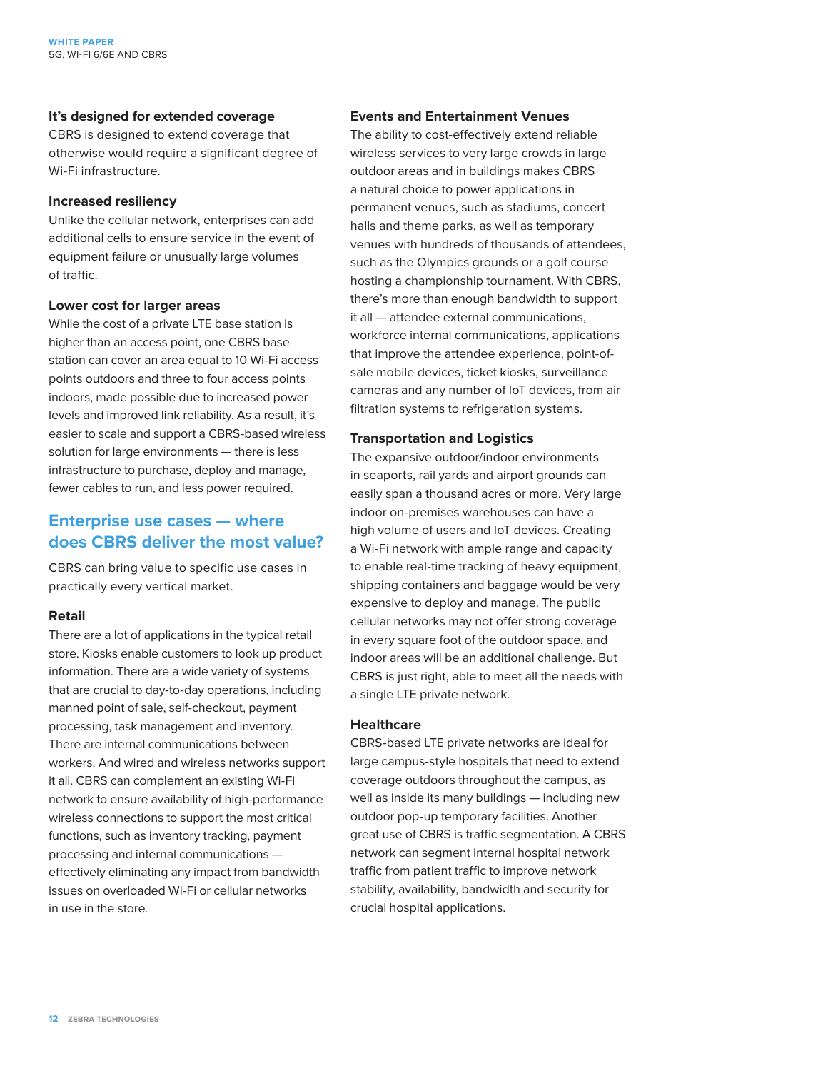### It's designed for extended coverage

CBRS is designed to extend coverage that otherwise would require a significant degree of Wi-Fi infrastructure.

### Increased resiliency

Unlike the cellular network, enterprises can add additional cells to ensure service in the event of equipment failure or unusually large volumes of traffic.

### Lower cost for larger areas

While the cost of a private LTE base station is higher than an access point, one CBRS base station can cover an area equal to 10 Wi-Fi access points outdoors and three to four access points indoors, made possible due to increased power levels and improved link reliability. As a result, it's easier to scale and support a CBRS-based wireless solution for large environments — there is less infrastructure to purchase, deploy and manage, fewer cables to run, and less power required.

## Enterprise use cases — where does CBRS deliver the most value?

CBRS can bring value to specific use cases in practically every vertical market.

### Retail

There are a lot of applications in the typical retail store. Kiosks enable customers to look up product information. There are a wide variety of systems that are crucial to day-to-day operations, including manned point of sale, self-checkout, payment processing, task management and inventory. There are internal communications between workers. And wired and wireless networks support it all. CBRS can complement an existing Wi-Fi network to ensure availability of high-performance wireless connections to support the most critical functions, such as inventory tracking, payment processing and internal communications — effectively eliminating any impact from bandwidth issues on overloaded Wi-Fi or cellular networks in use in the store.

### Events and Entertainment Venues

The ability to cost-effectively extend reliable wireless services to very large crowds in large outdoor areas and in buildings makes CBRS a natural choice to power applications in permanent venues, such as stadiums, concert halls and theme parks, as well as temporary venues with hundreds of thousands of attendees, such as the Olympics grounds or a golf course hosting a championship tournament. With CBRS, there's more than enough bandwidth to support it all — attendee external communications, workforce internal communications, applications that improve the attendee experience, point-of-sale mobile devices, ticket kiosks, surveillance cameras and any number of IoT devices, from air filtration systems to refrigeration systems.

### Transportation and Logistics

The expansive outdoor/indoor environments in seaports, rail yards and airport grounds can easily span a thousand acres or more. Very large indoor on-premises warehouses can have a high volume of users and IoT devices. Creating a Wi-Fi network with ample range and capacity to enable real-time tracking of heavy equipment, shipping containers and baggage would be very expensive to deploy and manage. The public cellular networks may not offer strong coverage in every square foot of the outdoor space, and indoor areas will be an additional challenge. But CBRS is just right, able to meet all the needs with a single LTE private network.

### Healthcare

CBRS-based LTE private networks are ideal for large campus-style hospitals that need to extend coverage outdoors throughout the campus, as well as inside its many buildings — including new outdoor pop-up temporary facilities. Another great use of CBRS is traffic segmentation. A CBRS network can segment internal hospital network traffic from patient traffic to improve network stability, availability, bandwidth and security for crucial hospital applications.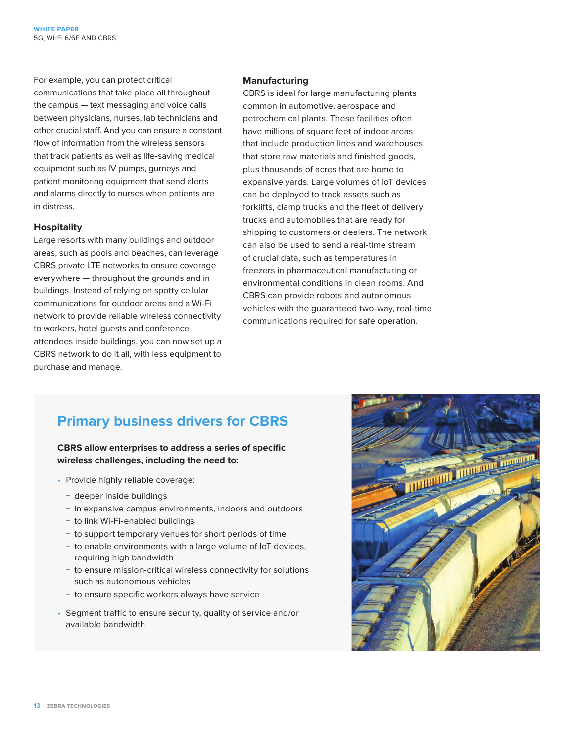For example, you can protect critical communications that take place all throughout the campus — text messaging and voice calls between physicians, nurses, lab technicians and other crucial staff. And you can ensure a constant flow of information from the wireless sensors that track patients as well as life-saving medical equipment such as IV pumps, gurneys and patient monitoring equipment that send alerts and alarms directly to nurses when patients are in distress.

### Hospitality

Large resorts with many buildings and outdoor areas, such as pools and beaches, can leverage CBRS private LTE networks to ensure coverage everywhere — throughout the grounds and in buildings. Instead of relying on spotty cellular communications for outdoor areas and a Wi-Fi network to provide reliable wireless connectivity to workers, hotel guests and conference attendees inside buildings, you can now set up a CBRS network to do it all, with less equipment to purchase and manage.

### Manufacturing

CBRS is ideal for large manufacturing plants common in automotive, aerospace and petrochemical plants. These facilities often have millions of square feet of indoor areas that include production lines and warehouses that store raw materials and finished goods, plus thousands of acres that are home to expansive yards. Large volumes of IoT devices can be deployed to track assets such as forklifts, clamp trucks and the fleet of delivery trucks and automobiles that are ready for shipping to customers or dealers. The network can also be used to send a real-time stream of crucial data, such as temperatures in freezers in pharmaceutical manufacturing or environmental conditions in clean rooms. And CBRS can provide robots and autonomous vehicles with the guaranteed two-way, real-time communications required for safe operation.

## Primary business drivers for CBRS

**CBRS allow enterprises to address a series of specific wireless challenges, including the need to:**

- Provide highly reliable coverage:
  - deeper inside buildings
  - in expansive campus environments, indoors and outdoors
  - to link Wi-Fi-enabled buildings
  - to support temporary venues for short periods of time
  - to enable environments with a large volume of IoT devices, requiring high bandwidth
  - to ensure mission-critical wireless connectivity for solutions such as autonomous vehicles
  - to ensure specific workers always have service
- Segment traffic to ensure security, quality of service and/or available bandwidth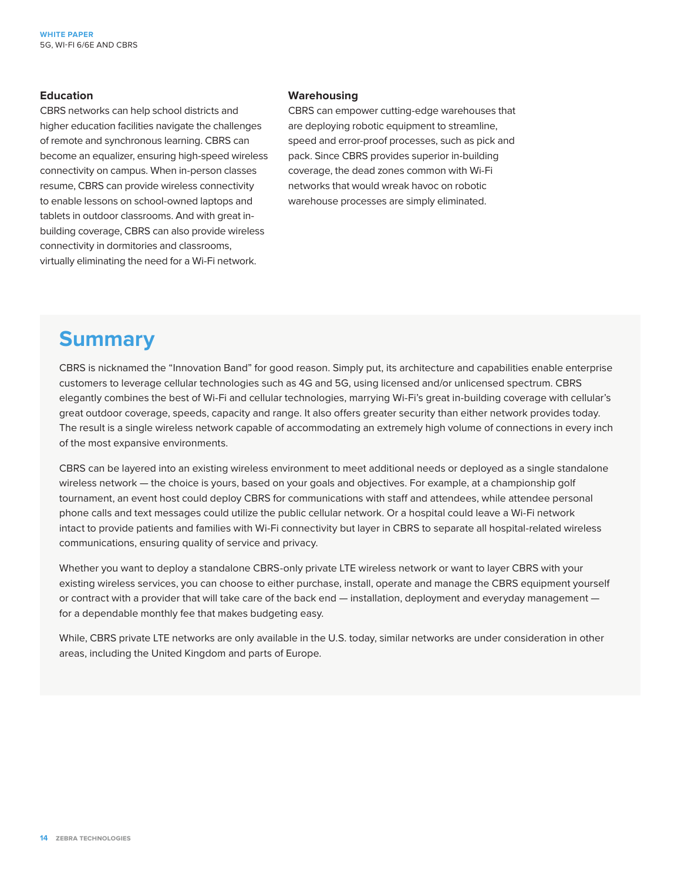### Education

CBRS networks can help school districts and higher education facilities navigate the challenges of remote and synchronous learning. CBRS can become an equalizer, ensuring high-speed wireless connectivity on campus. When in-person classes resume, CBRS can provide wireless connectivity to enable lessons on school-owned laptops and tablets in outdoor classrooms. And with great in-building coverage, CBRS can also provide wireless connectivity in dormitories and classrooms, virtually eliminating the need for a Wi-Fi network.

### Warehousing

CBRS can empower cutting-edge warehouses that are deploying robotic equipment to streamline, speed and error-proof processes, such as pick and pack. Since CBRS provides superior in-building coverage, the dead zones common with Wi-Fi networks that would wreak havoc on robotic warehouse processes are simply eliminated.

## Summary

CBRS is nicknamed the "Innovation Band" for good reason. Simply put, its architecture and capabilities enable enterprise customers to leverage cellular technologies such as 4G and 5G, using licensed and/or unlicensed spectrum. CBRS elegantly combines the best of Wi-Fi and cellular technologies, marrying Wi-Fi's great in-building coverage with cellular's great outdoor coverage, speeds, capacity and range. It also offers greater security than either network provides today. The result is a single wireless network capable of accommodating an extremely high volume of connections in every inch of the most expansive environments.

CBRS can be layered into an existing wireless environment to meet additional needs or deployed as a single standalone wireless network — the choice is yours, based on your goals and objectives. For example, at a championship golf tournament, an event host could deploy CBRS for communications with staff and attendees, while attendee personal phone calls and text messages could utilize the public cellular network. Or a hospital could leave a Wi-Fi network intact to provide patients and families with Wi-Fi connectivity but layer in CBRS to separate all hospital-related wireless communications, ensuring quality of service and privacy.

Whether you want to deploy a standalone CBRS-only private LTE wireless network or want to layer CBRS with your existing wireless services, you can choose to either purchase, install, operate and manage the CBRS equipment yourself or contract with a provider that will take care of the back end — installation, deployment and everyday management — for a dependable monthly fee that makes budgeting easy.

While, CBRS private LTE networks are only available in the U.S. today, similar networks are under consideration in other areas, including the United Kingdom and parts of Europe.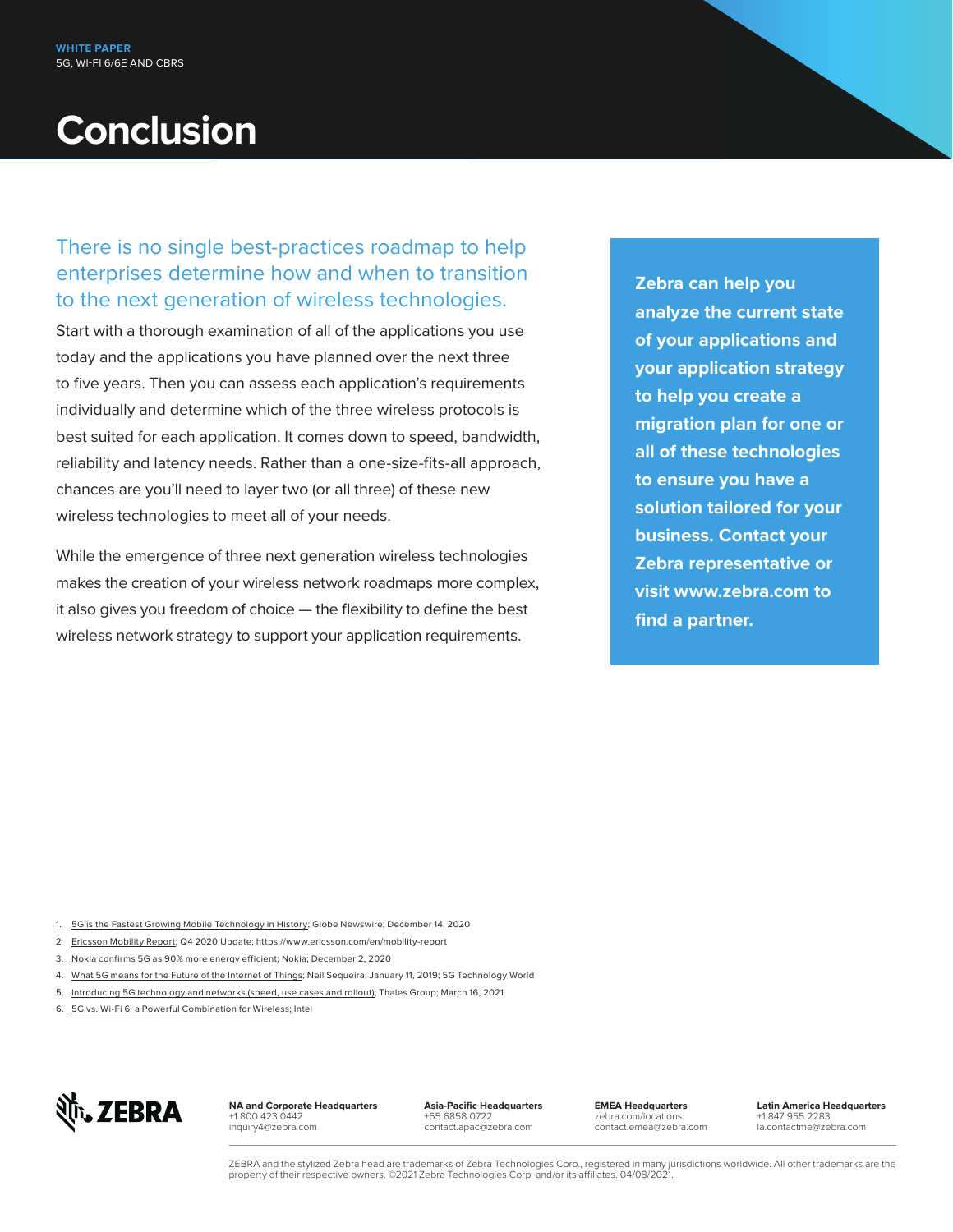# Conclusion

There is no single best-practices roadmap to help enterprises determine how and when to transition to the next generation of wireless technologies.

Start with a thorough examination of all of the applications you use today and the applications you have planned over the next three to five years. Then you can assess each application's requirements individually and determine which of the three wireless protocols is best suited for each application. It comes down to speed, bandwidth, reliability and latency needs. Rather than a one-size-fits-all approach, chances are you'll need to layer two (or all three) of these new wireless technologies to meet all of your needs.

While the emergence of three next generation wireless technologies makes the creation of your wireless network roadmaps more complex, it also gives you freedom of choice — the flexibility to define the best wireless network strategy to support your application requirements.

**Zebra can help you analyze the current state of your applications and your application strategy to help you create a migration plan for one or all of these technologies to ensure you have a solution tailored for your business. Contact your Zebra representative or visit www.zebra.com to find a partner.**

1. 5G is the Fastest Growing Mobile Technology in History; Globe Newswire; December 14, 2020
2. Ericsson Mobility Report; Q4 2020 Update; https://www.ericsson.com/en/mobility-report
3. Nokia confirms 5G as 90% more energy efficient; Nokia; December 2, 2020
4. What 5G means for the Future of the Internet of Things; Neil Sequeira; January 11, 2019; 5G Technology World
5. Introducing 5G technology and networks (speed, use cases and rollout); Thales Group; March 16, 2021
6. 5G vs. Wi-Fi 6: a Powerful Combination for Wireless; Intel

ZEBRA

**NA and Corporate Headquarters**
+1 800 423 0442
inquiry4@zebra.com

**Asia-Pacific Headquarters**
+65 6858 0722
contact.apac@zebra.com

**EMEA Headquarters**
zebra.com/locations
contact.emea@zebra.com

**Latin America Headquarters**
+1 847 955 2283
la.contactme@zebra.com

ZEBRA and the stylized Zebra head are trademarks of Zebra Technologies Corp., registered in many jurisdictions worldwide. All other trademarks are the property of their respective owners. ©2021 Zebra Technologies Corp. and/or its affiliates. 04/08/2021.